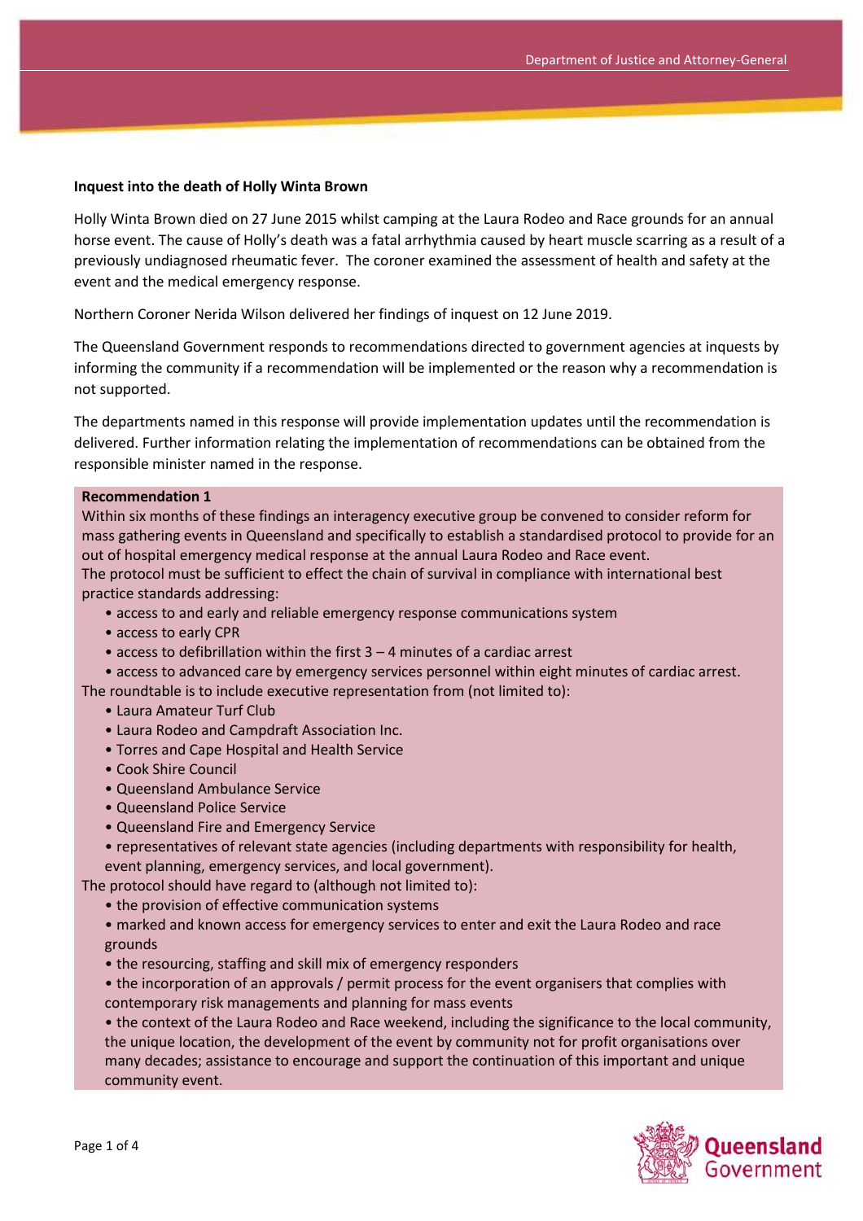**Inquest into the death of Holly Winta Brown**

Holly Winta Brown died on 27 June 2015 whilst camping at the Laura Rodeo and Race grounds for an annual horse event. The cause of Holly's death was a fatal arrhythmia caused by heart muscle scarring as a result of a previously undiagnosed rheumatic fever. The coroner examined the assessment of health and safety at the event and the medical emergency response.

Northern Coroner Nerida Wilson delivered her findings of inquest on 12 June 2019.

The Queensland Government responds to recommendations directed to government agencies at inquests by informing the community if a recommendation will be implemented or the reason why a recommendation is not supported.

The departments named in this response will provide implementation updates until the recommendation is delivered. Further information relating the implementation of recommendations can be obtained from the responsible minister named in the response.

**Recommendation 1**

Within six months of these findings an interagency executive group be convened to consider reform for mass gathering events in Queensland and specifically to establish a standardised protocol to provide for an out of hospital emergency medical response at the annual Laura Rodeo and Race event.

The protocol must be sufficient to effect the chain of survival in compliance with international best practice standards addressing:

- access to and early and reliable emergency response communications system
- access to early CPR
- access to defibrillation within the first 3 – 4 minutes of a cardiac arrest
- access to advanced care by emergency services personnel within eight minutes of cardiac arrest.

The roundtable is to include executive representation from (not limited to):

- Laura Amateur Turf Club
- Laura Rodeo and Campdraft Association Inc.
- Torres and Cape Hospital and Health Service
- Cook Shire Council
- Queensland Ambulance Service
- Queensland Police Service
- Queensland Fire and Emergency Service
- representatives of relevant state agencies (including departments with responsibility for health, event planning, emergency services, and local government).

The protocol should have regard to (although not limited to):

- the provision of effective communication systems
- marked and known access for emergency services to enter and exit the Laura Rodeo and race grounds
- the resourcing, staffing and skill mix of emergency responders
- the incorporation of an approvals / permit process for the event organisers that complies with contemporary risk managements and planning for mass events
- the context of the Laura Rodeo and Race weekend, including the significance to the local community, the unique location, the development of the event by community not for profit organisations over many decades; assistance to encourage and support the continuation of this important and unique community event.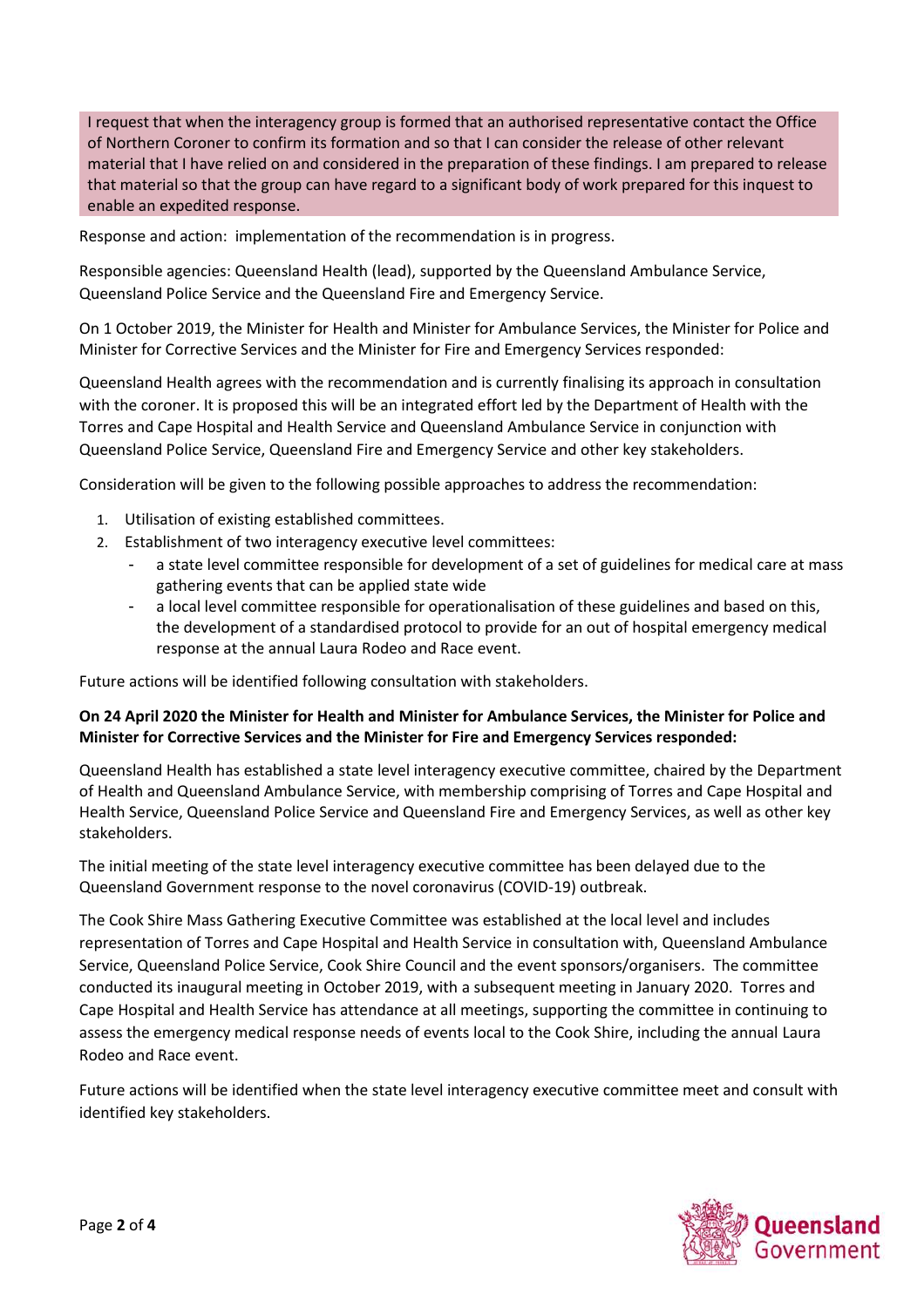I request that when the interagency group is formed that an authorised representative contact the Office of Northern Coroner to confirm its formation and so that I can consider the release of other relevant material that I have relied on and considered in the preparation of these findings. I am prepared to release that material so that the group can have regard to a significant body of work prepared for this inquest to enable an expedited response.

Response and action: implementation of the recommendation is in progress.

Responsible agencies: Queensland Health (lead), supported by the Queensland Ambulance Service, Queensland Police Service and the Queensland Fire and Emergency Service.

On 1 October 2019, the Minister for Health and Minister for Ambulance Services, the Minister for Police and Minister for Corrective Services and the Minister for Fire and Emergency Services responded:

Queensland Health agrees with the recommendation and is currently finalising its approach in consultation with the coroner. It is proposed this will be an integrated effort led by the Department of Health with the Torres and Cape Hospital and Health Service and Queensland Ambulance Service in conjunction with Queensland Police Service, Queensland Fire and Emergency Service and other key stakeholders.

Consideration will be given to the following possible approaches to address the recommendation:

1. Utilisation of existing established committees.
2. Establishment of two interagency executive level committees:
   - a state level committee responsible for development of a set of guidelines for medical care at mass gathering events that can be applied state wide
   - a local level committee responsible for operationalisation of these guidelines and based on this, the development of a standardised protocol to provide for an out of hospital emergency medical response at the annual Laura Rodeo and Race event.

Future actions will be identified following consultation with stakeholders.

**On 24 April 2020 the Minister for Health and Minister for Ambulance Services, the Minister for Police and Minister for Corrective Services and the Minister for Fire and Emergency Services responded:**

Queensland Health has established a state level interagency executive committee, chaired by the Department of Health and Queensland Ambulance Service, with membership comprising of Torres and Cape Hospital and Health Service, Queensland Police Service and Queensland Fire and Emergency Services, as well as other key stakeholders.

The initial meeting of the state level interagency executive committee has been delayed due to the Queensland Government response to the novel coronavirus (COVID-19) outbreak.

The Cook Shire Mass Gathering Executive Committee was established at the local level and includes representation of Torres and Cape Hospital and Health Service in consultation with, Queensland Ambulance Service, Queensland Police Service, Cook Shire Council and the event sponsors/organisers. The committee conducted its inaugural meeting in October 2019, with a subsequent meeting in January 2020. Torres and Cape Hospital and Health Service has attendance at all meetings, supporting the committee in continuing to assess the emergency medical response needs of events local to the Cook Shire, including the annual Laura Rodeo and Race event.

Future actions will be identified when the state level interagency executive committee meet and consult with identified key stakeholders.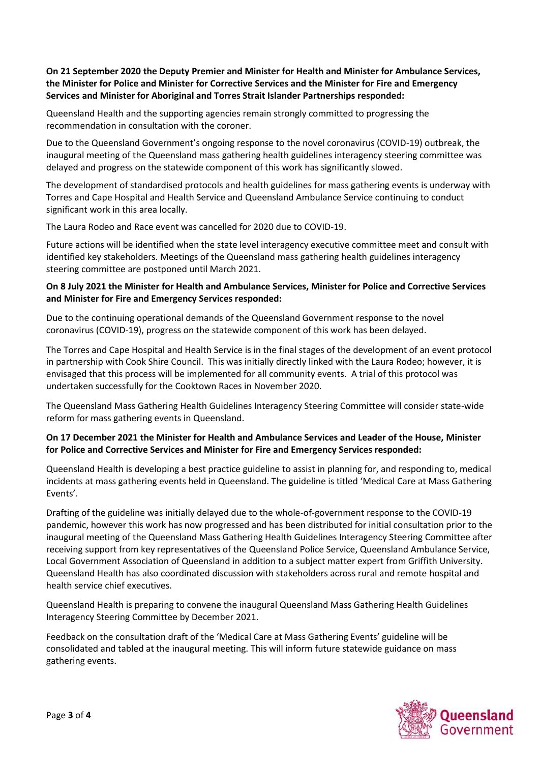**On 21 September 2020 the Deputy Premier and Minister for Health and Minister for Ambulance Services, the Minister for Police and Minister for Corrective Services and the Minister for Fire and Emergency Services and Minister for Aboriginal and Torres Strait Islander Partnerships responded:**

Queensland Health and the supporting agencies remain strongly committed to progressing the recommendation in consultation with the coroner.

Due to the Queensland Government's ongoing response to the novel coronavirus (COVID-19) outbreak, the inaugural meeting of the Queensland mass gathering health guidelines interagency steering committee was delayed and progress on the statewide component of this work has significantly slowed.

The development of standardised protocols and health guidelines for mass gathering events is underway with Torres and Cape Hospital and Health Service and Queensland Ambulance Service continuing to conduct significant work in this area locally.

The Laura Rodeo and Race event was cancelled for 2020 due to COVID-19.

Future actions will be identified when the state level interagency executive committee meet and consult with identified key stakeholders. Meetings of the Queensland mass gathering health guidelines interagency steering committee are postponed until March 2021.

**On 8 July 2021 the Minister for Health and Ambulance Services, Minister for Police and Corrective Services and Minister for Fire and Emergency Services responded:**

Due to the continuing operational demands of the Queensland Government response to the novel coronavirus (COVID-19), progress on the statewide component of this work has been delayed.

The Torres and Cape Hospital and Health Service is in the final stages of the development of an event protocol in partnership with Cook Shire Council. This was initially directly linked with the Laura Rodeo; however, it is envisaged that this process will be implemented for all community events. A trial of this protocol was undertaken successfully for the Cooktown Races in November 2020.

The Queensland Mass Gathering Health Guidelines Interagency Steering Committee will consider state-wide reform for mass gathering events in Queensland.

**On 17 December 2021 the Minister for Health and Ambulance Services and Leader of the House, Minister for Police and Corrective Services and Minister for Fire and Emergency Services responded:**

Queensland Health is developing a best practice guideline to assist in planning for, and responding to, medical incidents at mass gathering events held in Queensland. The guideline is titled 'Medical Care at Mass Gathering Events'.

Drafting of the guideline was initially delayed due to the whole-of-government response to the COVID-19 pandemic, however this work has now progressed and has been distributed for initial consultation prior to the inaugural meeting of the Queensland Mass Gathering Health Guidelines Interagency Steering Committee after receiving support from key representatives of the Queensland Police Service, Queensland Ambulance Service, Local Government Association of Queensland in addition to a subject matter expert from Griffith University. Queensland Health has also coordinated discussion with stakeholders across rural and remote hospital and health service chief executives.

Queensland Health is preparing to convene the inaugural Queensland Mass Gathering Health Guidelines Interagency Steering Committee by December 2021.

Feedback on the consultation draft of the 'Medical Care at Mass Gathering Events' guideline will be consolidated and tabled at the inaugural meeting. This will inform future statewide guidance on mass gathering events.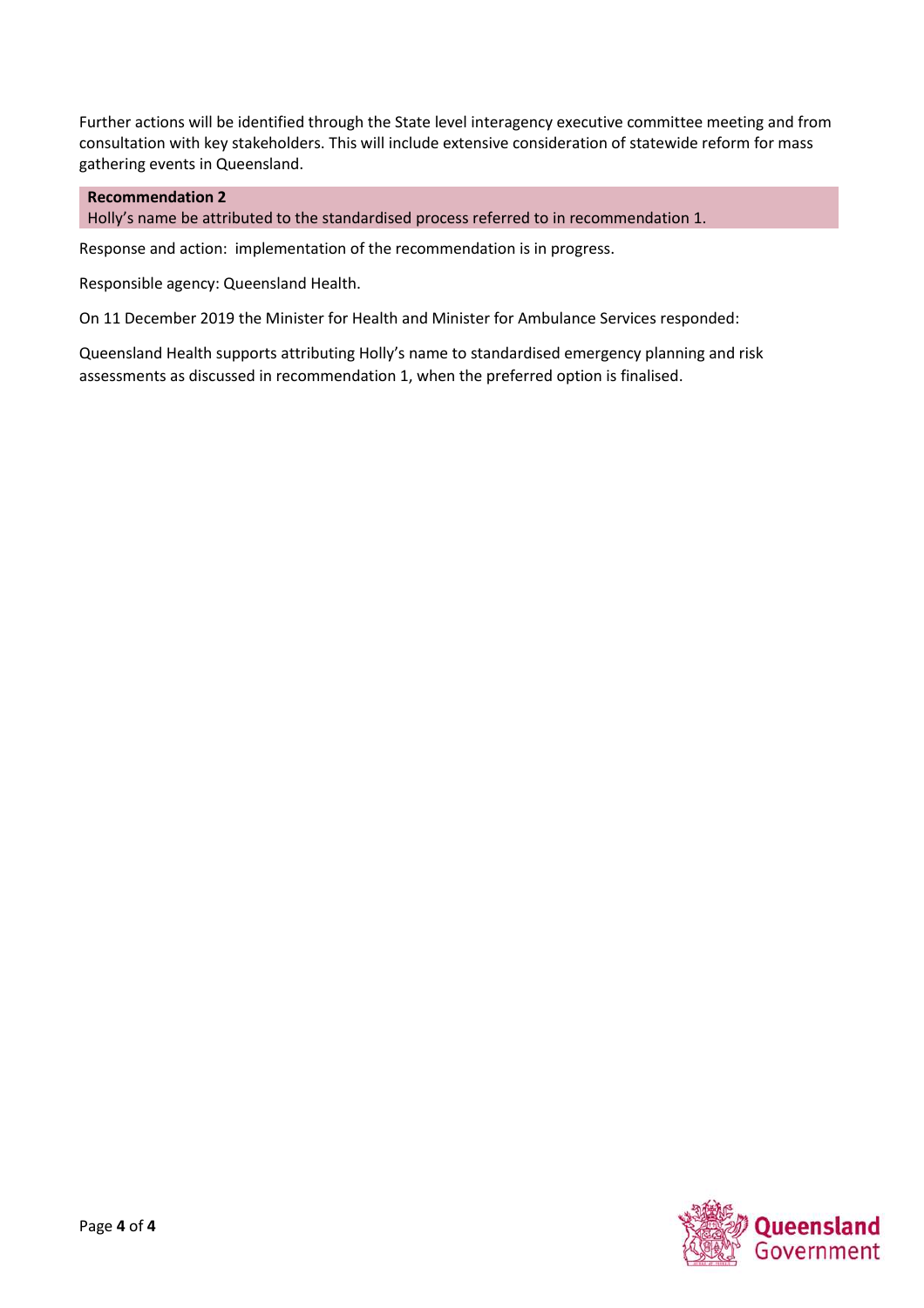Further actions will be identified through the State level interagency executive committee meeting and from consultation with key stakeholders. This will include extensive consideration of statewide reform for mass gathering events in Queensland.

**Recommendation 2**
Holly's name be attributed to the standardised process referred to in recommendation 1.

Response and action: implementation of the recommendation is in progress.

Responsible agency: Queensland Health.

On 11 December 2019 the Minister for Health and Minister for Ambulance Services responded:

Queensland Health supports attributing Holly's name to standardised emergency planning and risk assessments as discussed in recommendation 1, when the preferred option is finalised.